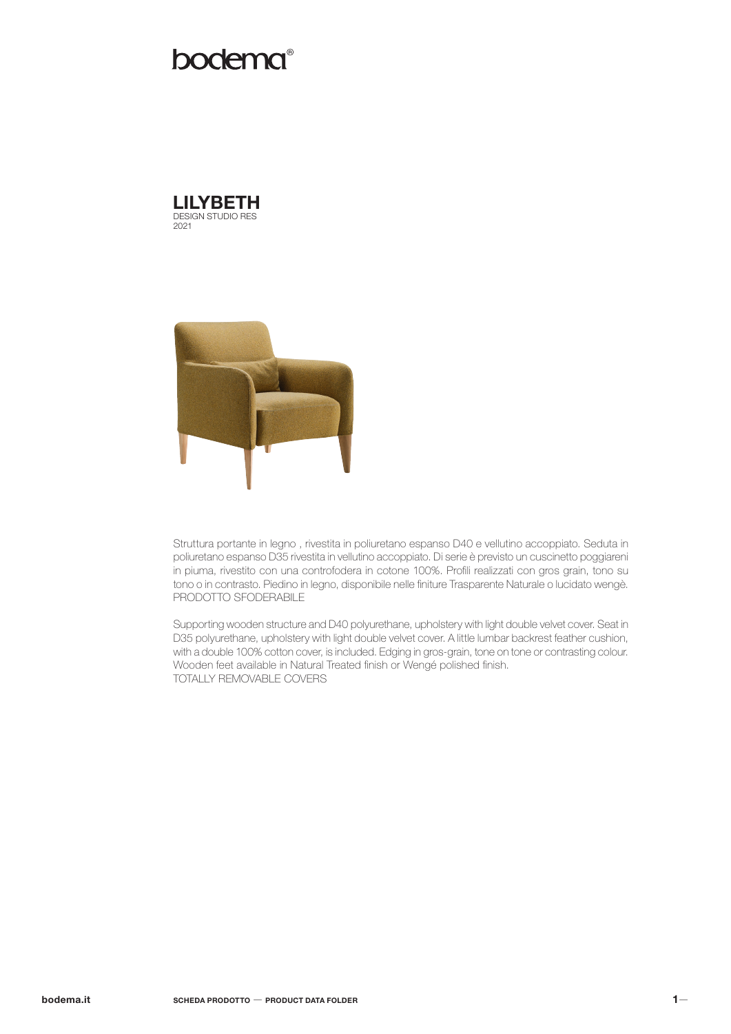bodema®

# LILYBETH

DESIGN STUDIO RES
2021

Struttura portante in legno , rivestita in poliuretano espanso D40 e vellutino accoppiato. Seduta in poliuretano espanso D35 rivestita in vellutino accoppiato. Di serie è previsto un cuscinetto poggiareni in piuma, rivestito con una controfodera in cotone 100%. Profili realizzati con gros grain, tono su tono o in contrasto. Piedino in legno, disponibile nelle finiture Trasparente Naturale o lucidato wengè.
PRODOTTO SFODERABILE

Supporting wooden structure and D40 polyurethane, upholstery with light double velvet cover. Seat in D35 polyurethane, upholstery with light double velvet cover. A little lumbar backrest feather cushion, with a double 100% cotton cover, is included. Edging in gros-grain, tone on tone or contrasting colour. Wooden feet available in Natural Treated finish or Wengé polished finish.
TOTALLY REMOVABLE COVERS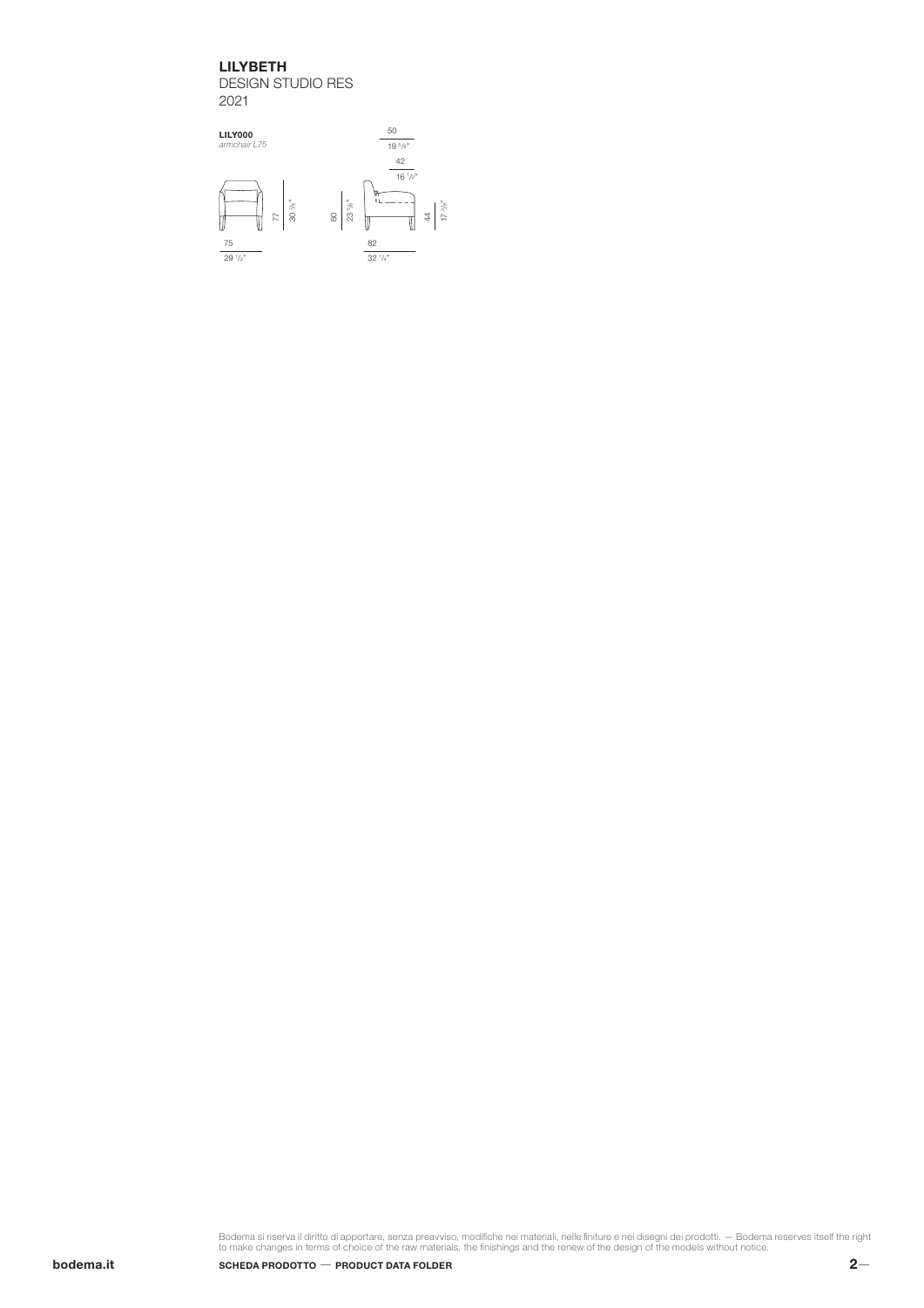**LILYBETH**
DESIGN STUDIO RES
2021

**LILY000**
*armchair L75*

75 / 29 1/2"
77 / 30 3/8"
60 / 23 5/8"
82 / 32 1/4"
50 / 19 5/8"
42 / 16 1/2"
44 / 17 3/8"

Bodema si riserva il diritto di apportare, senza preavviso, modifiche nei materiali, nelle finiture e nei disegni dei prodotti. — Bodema reserves itself the right to make changes in terms of choice of the raw materials, the finishings and the renew of the design of the models without notice.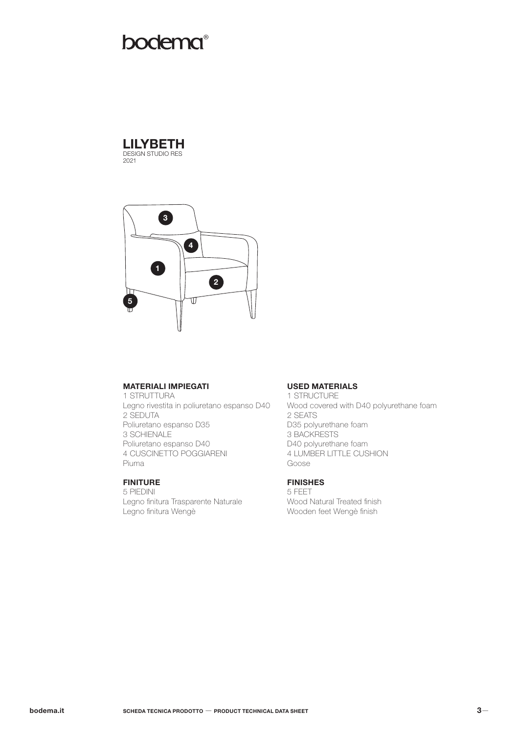# bodema®

## LILYBETH

DESIGN STUDIO RES
2021

### MATERIALI IMPIEGATI

1 STRUTTURA
Legno rivestita in poliuretano espanso D40
2 SEDUTA
Poliuretano espanso D35
3 SCHIENALE
Poliuretano espanso D40
4 CUSCINETTO POGGIARENI
Piuma

### FINITURE

5 PIEDINI
Legno finitura Trasparente Naturale
Legno finitura Wengè

### USED MATERIALS

1 STRUCTURE
Wood covered with D40 polyurethane foam
2 SEATS
D35 polyurethane foam
3 BACKRESTS
D40 polyurethane foam
4 LUMBER LITTLE CUSHION
Goose

### FINISHES

5 FEET
Wood Natural Treated finish
Wooden feet Wengè finish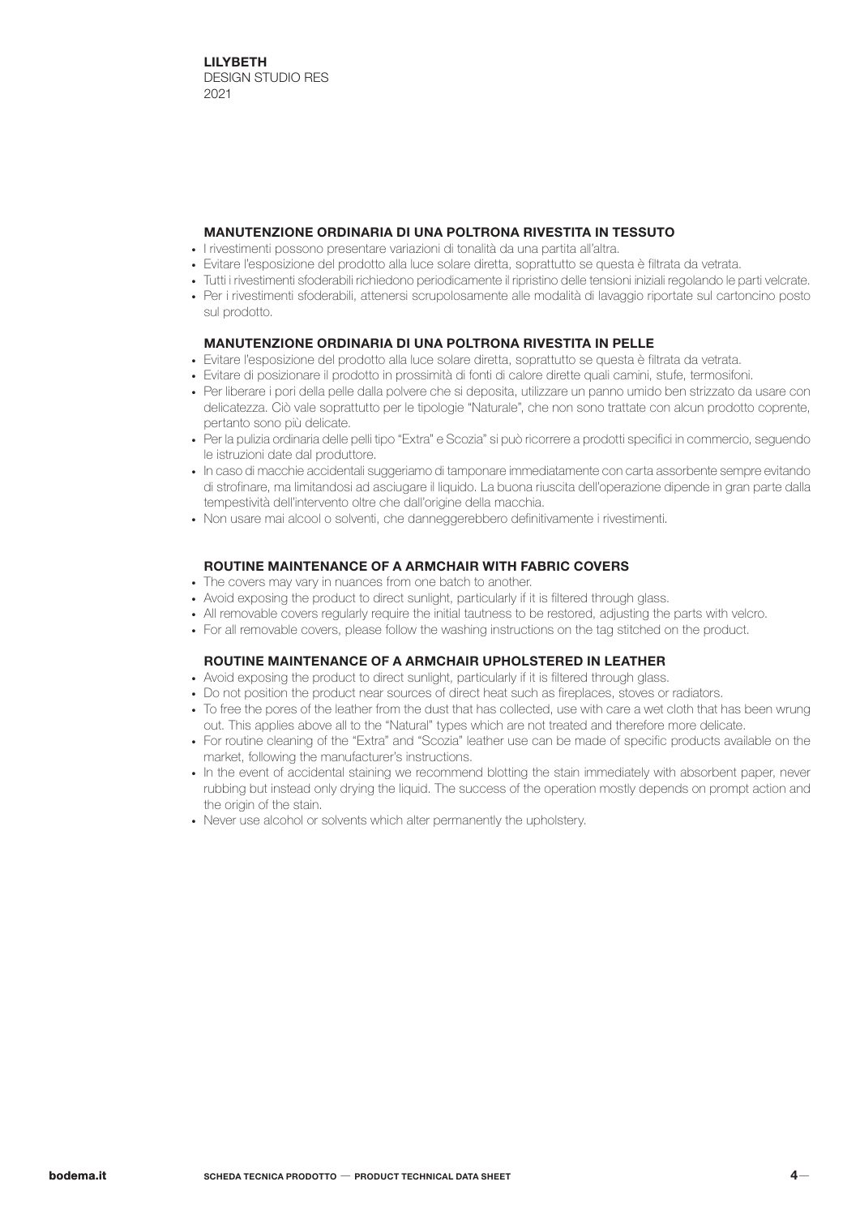**LILYBETH**
DESIGN STUDIO RES
2021

### MANUTENZIONE ORDINARIA DI UNA POLTRONA RIVESTITA IN TESSUTO

- I rivestimenti possono presentare variazioni di tonalità da una partita all'altra.
- Evitare l'esposizione del prodotto alla luce solare diretta, soprattutto se questa è filtrata da vetrata.
- Tutti i rivestimenti sfoderabili richiedono periodicamente il ripristino delle tensioni iniziali regolando le parti velcrate.
- Per i rivestimenti sfoderabili, attenersi scrupolosamente alle modalità di lavaggio riportate sul cartoncino posto sul prodotto.

### MANUTENZIONE ORDINARIA DI UNA POLTRONA RIVESTITA IN PELLE

- Evitare l'esposizione del prodotto alla luce solare diretta, soprattutto se questa è filtrata da vetrata.
- Evitare di posizionare il prodotto in prossimità di fonti di calore dirette quali camini, stufe, termosifoni.
- Per liberare i pori della pelle dalla polvere che si deposita, utilizzare un panno umido ben strizzato da usare con delicatezza. Ciò vale soprattutto per le tipologie "Naturale", che non sono trattate con alcun prodotto coprente, pertanto sono più delicate.
- Per la pulizia ordinaria delle pelli tipo "Extra" e Scozia" si può ricorrere a prodotti specifici in commercio, seguendo le istruzioni date dal produttore.
- In caso di macchie accidentali suggeriamo di tamponare immediatamente con carta assorbente sempre evitando di strofinare, ma limitandosi ad asciugare il liquido. La buona riuscita dell'operazione dipende in gran parte dalla tempestività dell'intervento oltre che dall'origine della macchia.
- Non usare mai alcool o solventi, che danneggerebbero definitivamente i rivestimenti.

### ROUTINE MAINTENANCE OF A ARMCHAIR WITH FABRIC COVERS

- The covers may vary in nuances from one batch to another.
- Avoid exposing the product to direct sunlight, particularly if it is filtered through glass.
- All removable covers regularly require the initial tautness to be restored, adjusting the parts with velcro.
- For all removable covers, please follow the washing instructions on the tag stitched on the product.

### ROUTINE MAINTENANCE OF A ARMCHAIR UPHOLSTERED IN LEATHER

- Avoid exposing the product to direct sunlight, particularly if it is filtered through glass.
- Do not position the product near sources of direct heat such as fireplaces, stoves or radiators.
- To free the pores of the leather from the dust that has collected, use with care a wet cloth that has been wrung out. This applies above all to the "Natural" types which are not treated and therefore more delicate.
- For routine cleaning of the "Extra" and "Scozia" leather use can be made of specific products available on the market, following the manufacturer's instructions.
- In the event of accidental staining we recommend blotting the stain immediately with absorbent paper, never rubbing but instead only drying the liquid. The success of the operation mostly depends on prompt action and the origin of the stain.
- Never use alcohol or solvents which alter permanently the upholstery.